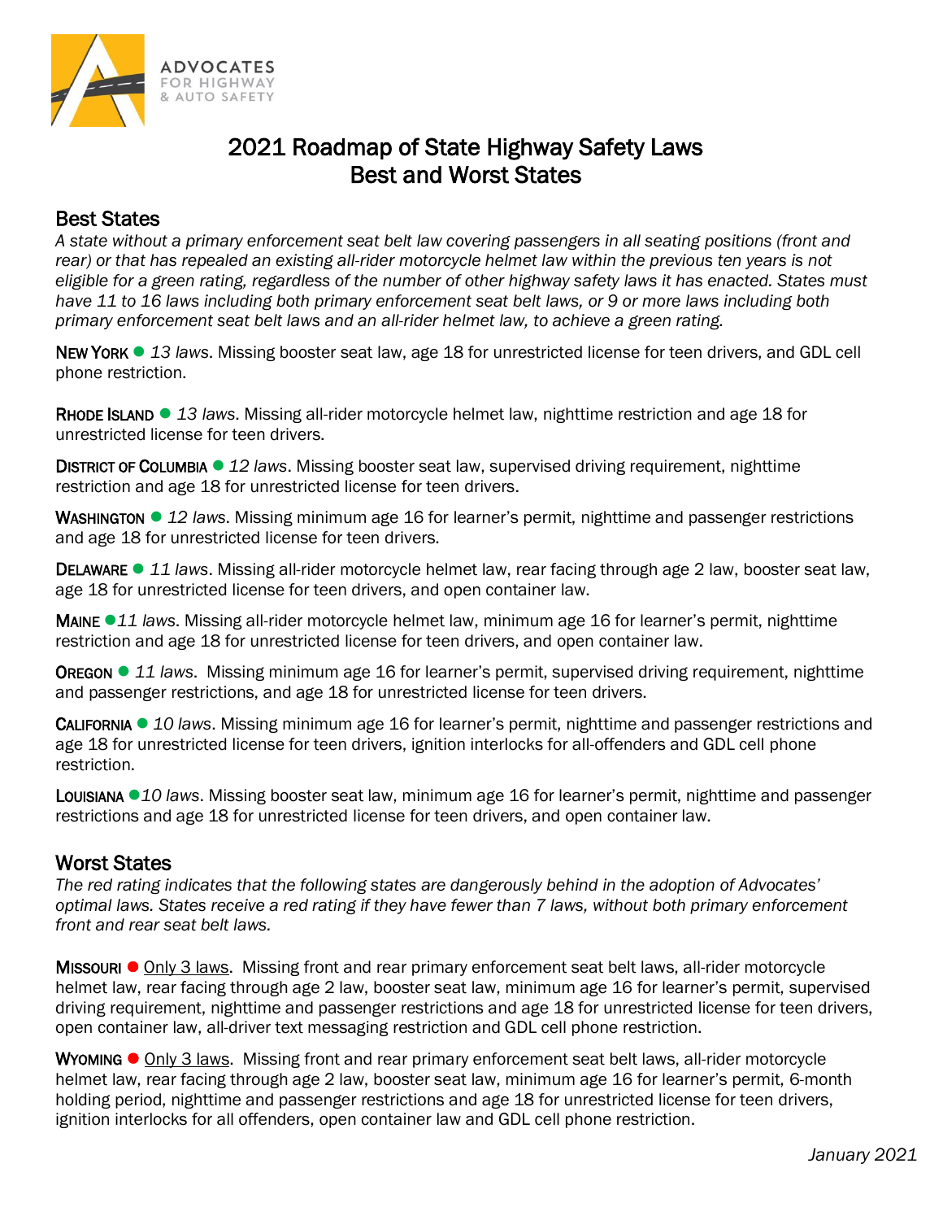ADVOCATES FOR HIGHWAY & AUTO SAFETY

# 2021 Roadmap of State Highway Safety Laws
# Best and Worst States

## Best States

*A state without a primary enforcement seat belt law covering passengers in all seating positions (front and rear) or that has repealed an existing all-rider motorcycle helmet law within the previous ten years is not eligible for a green rating, regardless of the number of other highway safety laws it has enacted. States must have 11 to 16 laws including both primary enforcement seat belt laws, or 9 or more laws including both primary enforcement seat belt laws and an all-rider helmet law, to achieve a green rating.*

**NEW YORK** ● *13 laws*. Missing booster seat law, age 18 for unrestricted license for teen drivers, and GDL cell phone restriction.

**RHODE ISLAND** ● *13 laws*. Missing all-rider motorcycle helmet law, nighttime restriction and age 18 for unrestricted license for teen drivers.

**DISTRICT OF COLUMBIA** ● *12 laws*. Missing booster seat law, supervised driving requirement, nighttime restriction and age 18 for unrestricted license for teen drivers.

**WASHINGTON** ● *12 laws*. Missing minimum age 16 for learner's permit, nighttime and passenger restrictions and age 18 for unrestricted license for teen drivers.

**DELAWARE** ● *11 laws*. Missing all-rider motorcycle helmet law, rear facing through age 2 law, booster seat law, age 18 for unrestricted license for teen drivers, and open container law.

**MAINE** ●*11 laws*. Missing all-rider motorcycle helmet law, minimum age 16 for learner's permit, nighttime restriction and age 18 for unrestricted license for teen drivers, and open container law.

**OREGON** ● *11 laws*. Missing minimum age 16 for learner's permit, supervised driving requirement, nighttime and passenger restrictions, and age 18 for unrestricted license for teen drivers.

**CALIFORNIA** ● *10 laws*. Missing minimum age 16 for learner's permit, nighttime and passenger restrictions and age 18 for unrestricted license for teen drivers, ignition interlocks for all-offenders and GDL cell phone restriction.

**LOUISIANA** ●*10 laws*. Missing booster seat law, minimum age 16 for learner's permit, nighttime and passenger restrictions and age 18 for unrestricted license for teen drivers, and open container law.

## Worst States

*The red rating indicates that the following states are dangerously behind in the adoption of Advocates' optimal laws. States receive a red rating if they have fewer than 7 laws, without both primary enforcement front and rear seat belt laws.*

**MISSOURI** ● <u>Only 3 laws</u>. Missing front and rear primary enforcement seat belt laws, all-rider motorcycle helmet law, rear facing through age 2 law, booster seat law, minimum age 16 for learner's permit, supervised driving requirement, nighttime and passenger restrictions and age 18 for unrestricted license for teen drivers, open container law, all-driver text messaging restriction and GDL cell phone restriction.

**WYOMING** ● <u>Only 3 laws</u>. Missing front and rear primary enforcement seat belt laws, all-rider motorcycle helmet law, rear facing through age 2 law, booster seat law, minimum age 16 for learner's permit, 6-month holding period, nighttime and passenger restrictions and age 18 for unrestricted license for teen drivers, ignition interlocks for all offenders, open container law and GDL cell phone restriction.

*January 2021*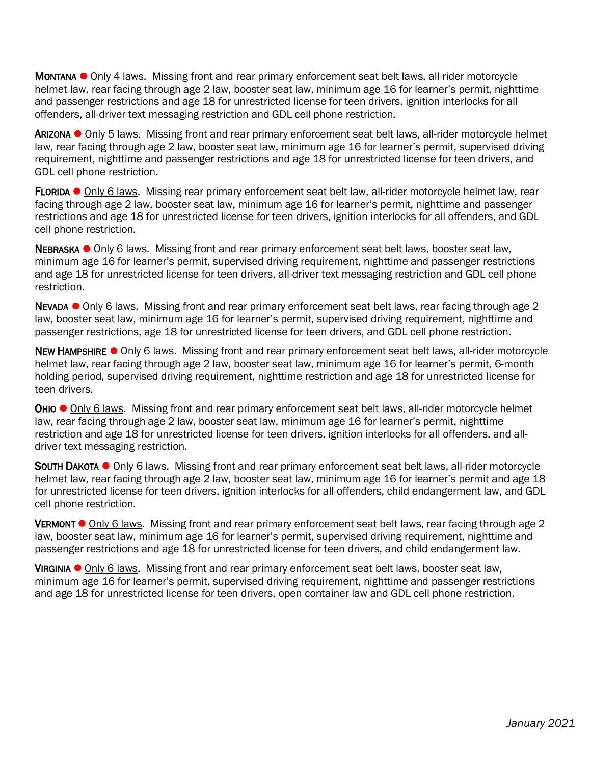**MONTANA** ● Only 4 laws. Missing front and rear primary enforcement seat belt laws, all-rider motorcycle helmet law, rear facing through age 2 law, booster seat law, minimum age 16 for learner's permit, nighttime and passenger restrictions and age 18 for unrestricted license for teen drivers, ignition interlocks for all offenders, all-driver text messaging restriction and GDL cell phone restriction.

**ARIZONA** ● Only 5 laws. Missing front and rear primary enforcement seat belt laws, all-rider motorcycle helmet law, rear facing through age 2 law, booster seat law, minimum age 16 for learner's permit, supervised driving requirement, nighttime and passenger restrictions and age 18 for unrestricted license for teen drivers, and GDL cell phone restriction.

**FLORIDA** ● Only 6 laws. Missing rear primary enforcement seat belt law, all-rider motorcycle helmet law, rear facing through age 2 law, booster seat law, minimum age 16 for learner's permit, nighttime and passenger restrictions and age 18 for unrestricted license for teen drivers, ignition interlocks for all offenders, and GDL cell phone restriction.

**NEBRASKA** ● Only 6 laws. Missing front and rear primary enforcement seat belt laws, booster seat law, minimum age 16 for learner's permit, supervised driving requirement, nighttime and passenger restrictions and age 18 for unrestricted license for teen drivers, all-driver text messaging restriction and GDL cell phone restriction.

**NEVADA** ● Only 6 laws. Missing front and rear primary enforcement seat belt laws, rear facing through age 2 law, booster seat law, minimum age 16 for learner's permit, supervised driving requirement, nighttime and passenger restrictions, age 18 for unrestricted license for teen drivers, and GDL cell phone restriction.

**NEW HAMPSHIRE** ● Only 6 laws. Missing front and rear primary enforcement seat belt laws, all-rider motorcycle helmet law, rear facing through age 2 law, booster seat law, minimum age 16 for learner's permit, 6-month holding period, supervised driving requirement, nighttime restriction and age 18 for unrestricted license for teen drivers.

**OHIO** ● Only 6 laws. Missing front and rear primary enforcement seat belt laws, all-rider motorcycle helmet law, rear facing through age 2 law, booster seat law, minimum age 16 for learner's permit, nighttime restriction and age 18 for unrestricted license for teen drivers, ignition interlocks for all offenders, and all-driver text messaging restriction.

**SOUTH DAKOTA** ● Only 6 laws. Missing front and rear primary enforcement seat belt laws, all-rider motorcycle helmet law, rear facing through age 2 law, booster seat law, minimum age 16 for learner's permit and age 18 for unrestricted license for teen drivers, ignition interlocks for all-offenders, child endangerment law, and GDL cell phone restriction.

**VERMONT** ● Only 6 laws. Missing front and rear primary enforcement seat belt laws, rear facing through age 2 law, booster seat law, minimum age 16 for learner's permit, supervised driving requirement, nighttime and passenger restrictions and age 18 for unrestricted license for teen drivers, and child endangerment law.

**VIRGINIA** ● Only 6 laws. Missing front and rear primary enforcement seat belt laws, booster seat law, minimum age 16 for learner's permit, supervised driving requirement, nighttime and passenger restrictions and age 18 for unrestricted license for teen drivers, open container law and GDL cell phone restriction.

*January 2021*